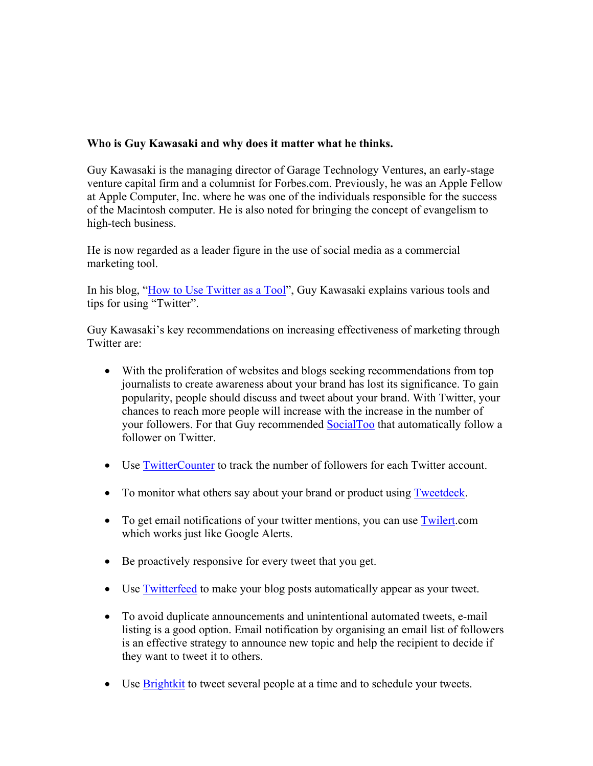**Who is Guy Kawasaki and why does it matter what he thinks.**

Guy Kawasaki is the managing director of Garage Technology Ventures, an early-stage venture capital firm and a columnist for Forbes.com. Previously, he was an Apple Fellow at Apple Computer, Inc. where he was one of the individuals responsible for the success of the Macintosh computer. He is also noted for bringing the concept of evangelism to high-tech business.

He is now regarded as a leader figure in the use of social media as a commercial marketing tool.

In his blog, "How to Use Twitter as a Tool", Guy Kawasaki explains various tools and tips for using "Twitter".

Guy Kawasaki's key recommendations on increasing effectiveness of marketing through Twitter are:

- With the proliferation of websites and blogs seeking recommendations from top journalists to create awareness about your brand has lost its significance. To gain popularity, people should discuss and tweet about your brand. With Twitter, your chances to reach more people will increase with the increase in the number of your followers. For that Guy recommended SocialToo that automatically follow a follower on Twitter.

- Use TwitterCounter to track the number of followers for each Twitter account.

- To monitor what others say about your brand or product using Tweetdeck.

- To get email notifications of your twitter mentions, you can use Twilert.com which works just like Google Alerts.

- Be proactively responsive for every tweet that you get.

- Use Twitterfeed to make your blog posts automatically appear as your tweet.

- To avoid duplicate announcements and unintentional automated tweets, e-mail listing is a good option. Email notification by organising an email list of followers is an effective strategy to announce new topic and help the recipient to decide if they want to tweet it to others.

- Use Brightkit to tweet several people at a time and to schedule your tweets.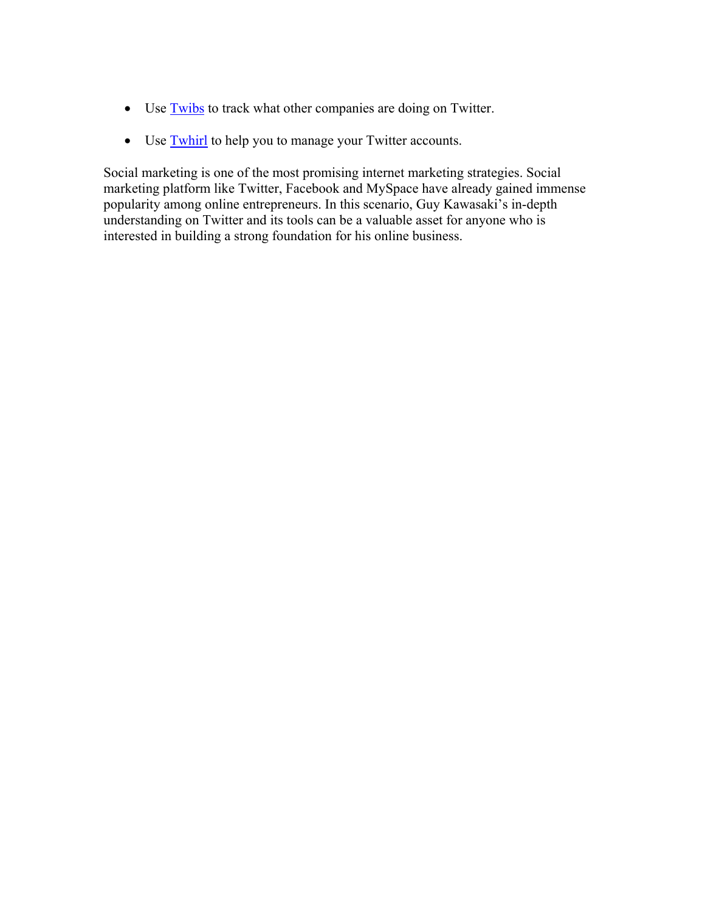- Use Twibs to track what other companies are doing on Twitter.
- Use Twhirl to help you to manage your Twitter accounts.

Social marketing is one of the most promising internet marketing strategies. Social marketing platform like Twitter, Facebook and MySpace have already gained immense popularity among online entrepreneurs. In this scenario, Guy Kawasaki's in-depth understanding on Twitter and its tools can be a valuable asset for anyone who is interested in building a strong foundation for his online business.